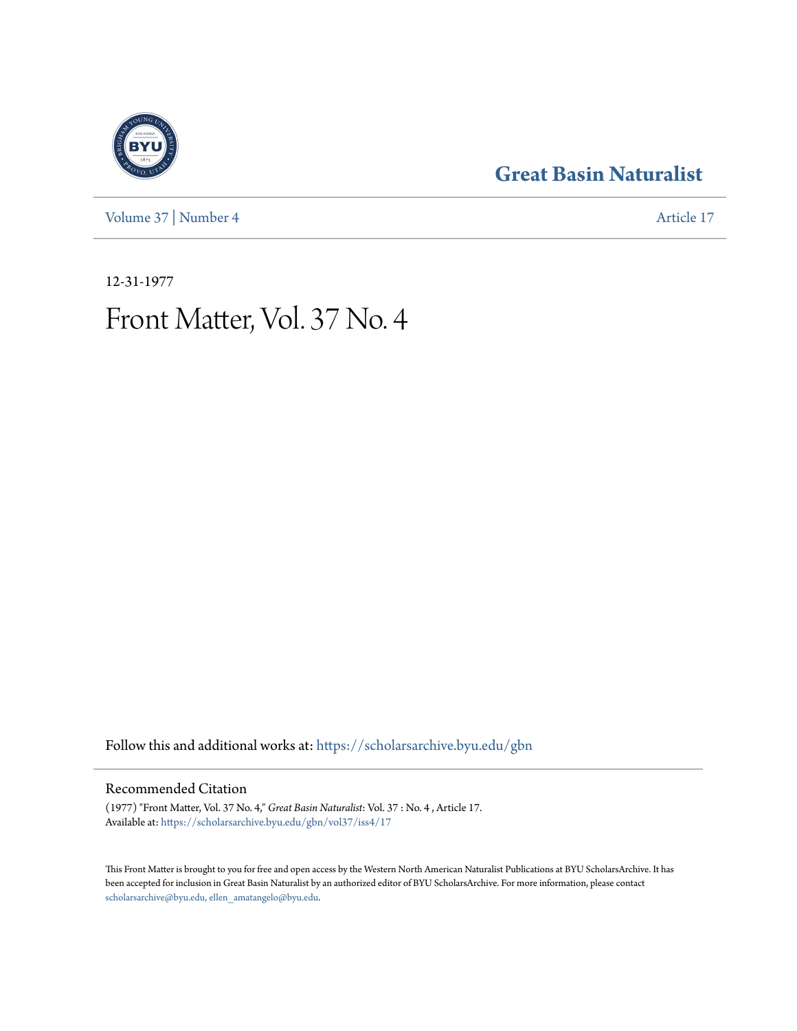# Great Basin Naturalist

Volume 37 | Number 4

Article 17

12-31-1977

# Front Matter, Vol. 37 No. 4

Follow this and additional works at: https://scholarsarchive.byu.edu/gbn

## Recommended Citation

(1977) "Front Matter, Vol. 37 No. 4," *Great Basin Naturalist*: Vol. 37 : No. 4 , Article 17.
Available at: https://scholarsarchive.byu.edu/gbn/vol37/iss4/17

This Front Matter is brought to you for free and open access by the Western North American Naturalist Publications at BYU ScholarsArchive. It has been accepted for inclusion in Great Basin Naturalist by an authorized editor of BYU ScholarsArchive. For more information, please contact scholarsarchive@byu.edu, ellen_amatangelo@byu.edu.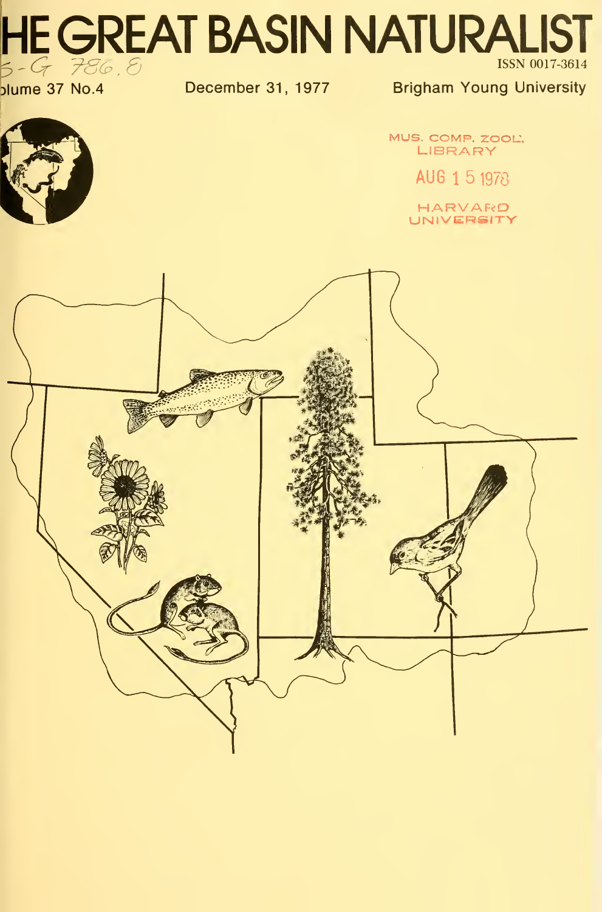# THE GREAT BASIN NATURALIST

S-G 786.8

ISSN 0017-3614

Volume 37 No.4

December 31, 1977

Brigham Young University

MUS. COMP. ZOOL. LIBRARY

AUG 15 1978

HARVARD UNIVERSITY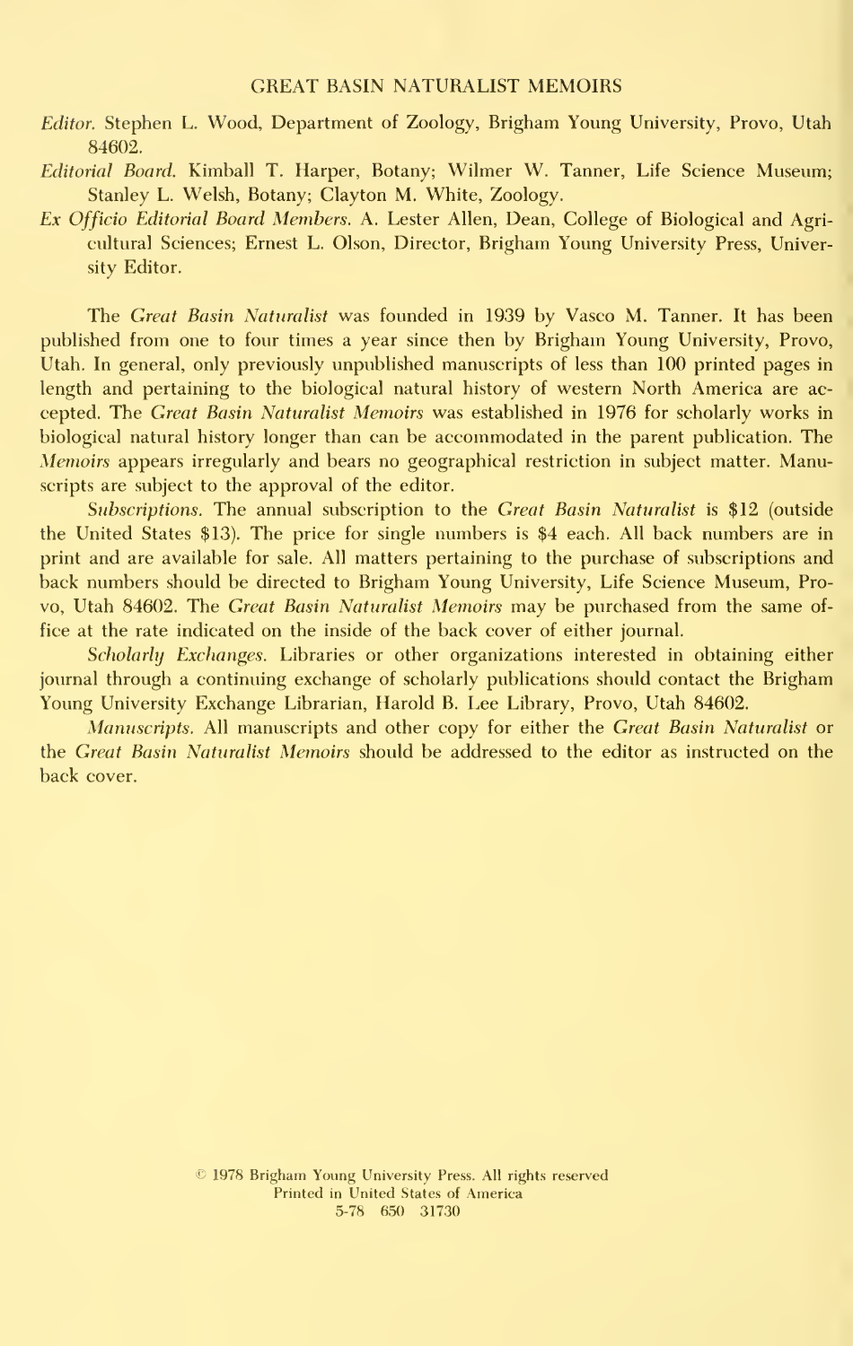# GREAT BASIN NATURALIST MEMOIRS

*Editor.* Stephen L. Wood, Department of Zoology, Brigham Young University, Provo, Utah 84602.

*Editorial Board.* Kimball T. Harper, Botany; Wilmer W. Tanner, Life Science Museum; Stanley L. Welsh, Botany; Clayton M. White, Zoology.

*Ex Officio Editorial Board Members.* A. Lester Allen, Dean, College of Biological and Agricultural Sciences; Ernest L. Olson, Director, Brigham Young University Press, University Editor.

The *Great Basin Naturalist* was founded in 1939 by Vasco M. Tanner. It has been published from one to four times a year since then by Brigham Young University, Provo, Utah. In general, only previously unpublished manuscripts of less than 100 printed pages in length and pertaining to the biological natural history of western North America are accepted. The *Great Basin Naturalist Memoirs* was established in 1976 for scholarly works in biological natural history longer than can be accommodated in the parent publication. The *Memoirs* appears irregularly and bears no geographical restriction in subject matter. Manuscripts are subject to the approval of the editor.

*Subscriptions.* The annual subscription to the *Great Basin Naturalist* is $12 (outside the United States $13). The price for single numbers is $4 each. All back numbers are in print and are available for sale. All matters pertaining to the purchase of subscriptions and back numbers should be directed to Brigham Young University, Life Science Museum, Provo, Utah 84602. The *Great Basin Naturalist Memoirs* may be purchased from the same office at the rate indicated on the inside of the back cover of either journal.

*Scholarly Exchanges.* Libraries or other organizations interested in obtaining either journal through a continuing exchange of scholarly publications should contact the Brigham Young University Exchange Librarian, Harold B. Lee Library, Provo, Utah 84602.

*Manuscripts.* All manuscripts and other copy for either the *Great Basin Naturalist* or the *Great Basin Naturalist Memoirs* should be addressed to the editor as instructed on the back cover.

© 1978 Brigham Young University Press. All rights reserved
Printed in United States of America
5-78 650 31730